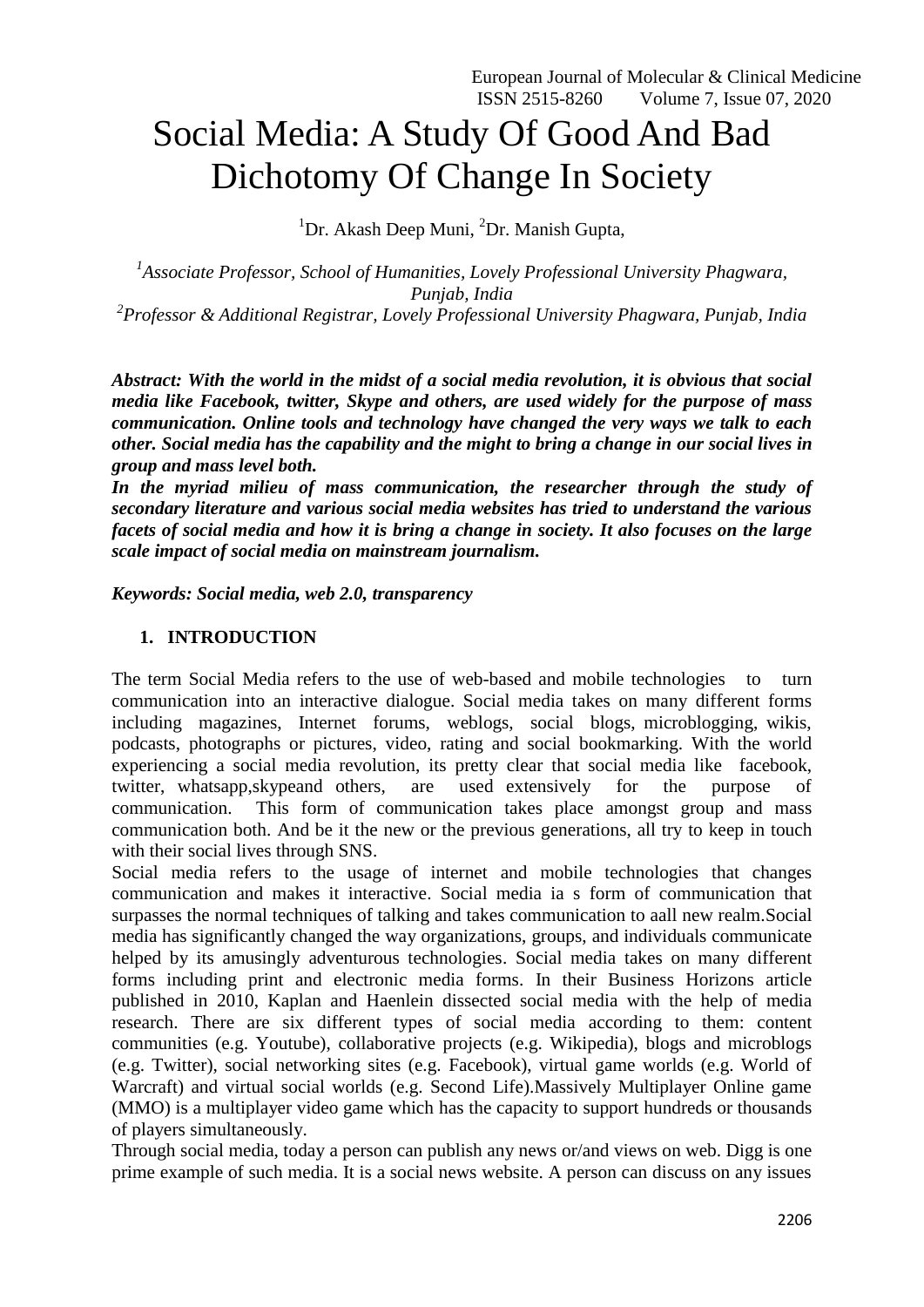# Social Media: A Study Of Good And Bad Dichotomy Of Change In Society

[1]Dr. Akash Deep Muni, [2]Dr. Manish Gupta,

*[1]Associate Professor, School of Humanities, Lovely Professional University Phagwara, Punjab, India*
*[2]Professor & Additional Registrar, Lovely Professional University Phagwara, Punjab, India*

***Abstract: With the world in the midst of a social media revolution, it is obvious that social media like Facebook, twitter, Skype and others, are used widely for the purpose of mass communication. Online tools and technology have changed the very ways we talk to each other. Social media has the capability and the might to bring a change in our social lives in group and mass level both.***

***In the myriad milieu of mass communication, the researcher through the study of secondary literature and various social media websites has tried to understand the various facets of social media and how it is bring a change in society. It also focuses on the large scale impact of social media on mainstream journalism.***

***Keywords: Social media, web 2.0, transparency***

## 1. INTRODUCTION

The term Social Media refers to the use of web-based and mobile technologies to turn communication into an interactive dialogue. Social media takes on many different forms including magazines, Internet forums, weblogs, social blogs, microblogging, wikis, podcasts, photographs or pictures, video, rating and social bookmarking. With the world experiencing a social media revolution, its pretty clear that social media like facebook, twitter, whatsapp,skypeand others, are used extensively for the purpose of communication. This form of communication takes place amongst group and mass communication both. And be it the new or the previous generations, all try to keep in touch with their social lives through SNS.

Social media refers to the usage of internet and mobile technologies that changes communication and makes it interactive. Social media ia s form of communication that surpasses the normal techniques of talking and takes communication to aall new realm.Social media has significantly changed the way organizations, groups, and individuals communicate helped by its amusingly adventurous technologies. Social media takes on many different forms including print and electronic media forms. In their Business Horizons article published in 2010, Kaplan and Haenlein dissected social media with the help of media research. There are six different types of social media according to them: content communities (e.g. Youtube), collaborative projects (e.g. Wikipedia), blogs and microblogs (e.g. Twitter), social networking sites (e.g. Facebook), virtual game worlds (e.g. World of Warcraft) and virtual social worlds (e.g. Second Life).Massively Multiplayer Online game (MMO) is a multiplayer video game which has the capacity to support hundreds or thousands of players simultaneously.

Through social media, today a person can publish any news or/and views on web. Digg is one prime example of such media. It is a social news website. A person can discuss on any issues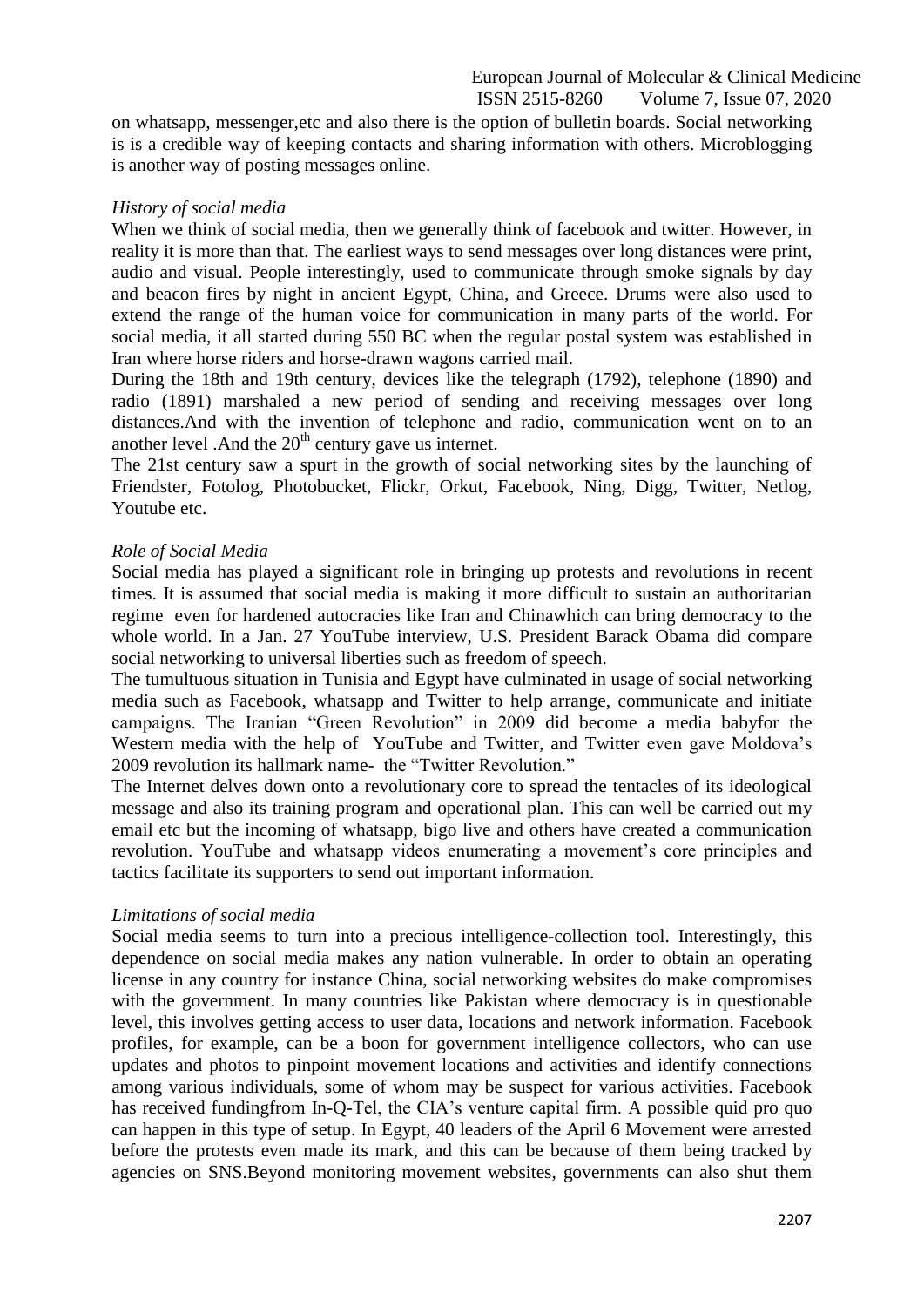on whatsapp, messenger,etc and also there is the option of bulletin boards. Social networking is is a credible way of keeping contacts and sharing information with others. Microblogging is another way of posting messages online.

*History of social media*

When we think of social media, then we generally think of facebook and twitter. However, in reality it is more than that. The earliest ways to send messages over long distances were print, audio and visual. People interestingly, used to communicate through smoke signals by day and beacon fires by night in ancient Egypt, China, and Greece. Drums were also used to extend the range of the human voice for communication in many parts of the world. For social media, it all started during 550 BC when the regular postal system was established in Iran where horse riders and horse-drawn wagons carried mail.

During the 18th and 19th century, devices like the telegraph (1792), telephone (1890) and radio (1891) marshaled a new period of sending and receiving messages over long distances.And with the invention of telephone and radio, communication went on to an another level .And the 20th century gave us internet.

The 21st century saw a spurt in the growth of social networking sites by the launching of Friendster, Fotolog, Photobucket, Flickr, Orkut, Facebook, Ning, Digg, Twitter, Netlog, Youtube etc.

*Role of Social Media*

Social media has played a significant role in bringing up protests and revolutions in recent times. It is assumed that social media is making it more difficult to sustain an authoritarian regime even for hardened autocracies like Iran and Chinawhich can bring democracy to the whole world. In a Jan. 27 YouTube interview, U.S. President Barack Obama did compare social networking to universal liberties such as freedom of speech.

The tumultuous situation in Tunisia and Egypt have culminated in usage of social networking media such as Facebook, whatsapp and Twitter to help arrange, communicate and initiate campaigns. The Iranian "Green Revolution" in 2009 did become a media babyfor the Western media with the help of YouTube and Twitter, and Twitter even gave Moldova's 2009 revolution its hallmark name- the "Twitter Revolution."

The Internet delves down onto a revolutionary core to spread the tentacles of its ideological message and also its training program and operational plan. This can well be carried out my email etc but the incoming of whatsapp, bigo live and others have created a communication revolution. YouTube and whatsapp videos enumerating a movement's core principles and tactics facilitate its supporters to send out important information.

*Limitations of social media*

Social media seems to turn into a precious intelligence-collection tool. Interestingly, this dependence on social media makes any nation vulnerable. In order to obtain an operating license in any country for instance China, social networking websites do make compromises with the government. In many countries like Pakistan where democracy is in questionable level, this involves getting access to user data, locations and network information. Facebook profiles, for example, can be a boon for government intelligence collectors, who can use updates and photos to pinpoint movement locations and activities and identify connections among various individuals, some of whom may be suspect for various activities. Facebook has received fundingfrom In-Q-Tel, the CIA's venture capital firm. A possible quid pro quo can happen in this type of setup. In Egypt, 40 leaders of the April 6 Movement were arrested before the protests even made its mark, and this can be because of them being tracked by agencies on SNS.Beyond monitoring movement websites, governments can also shut them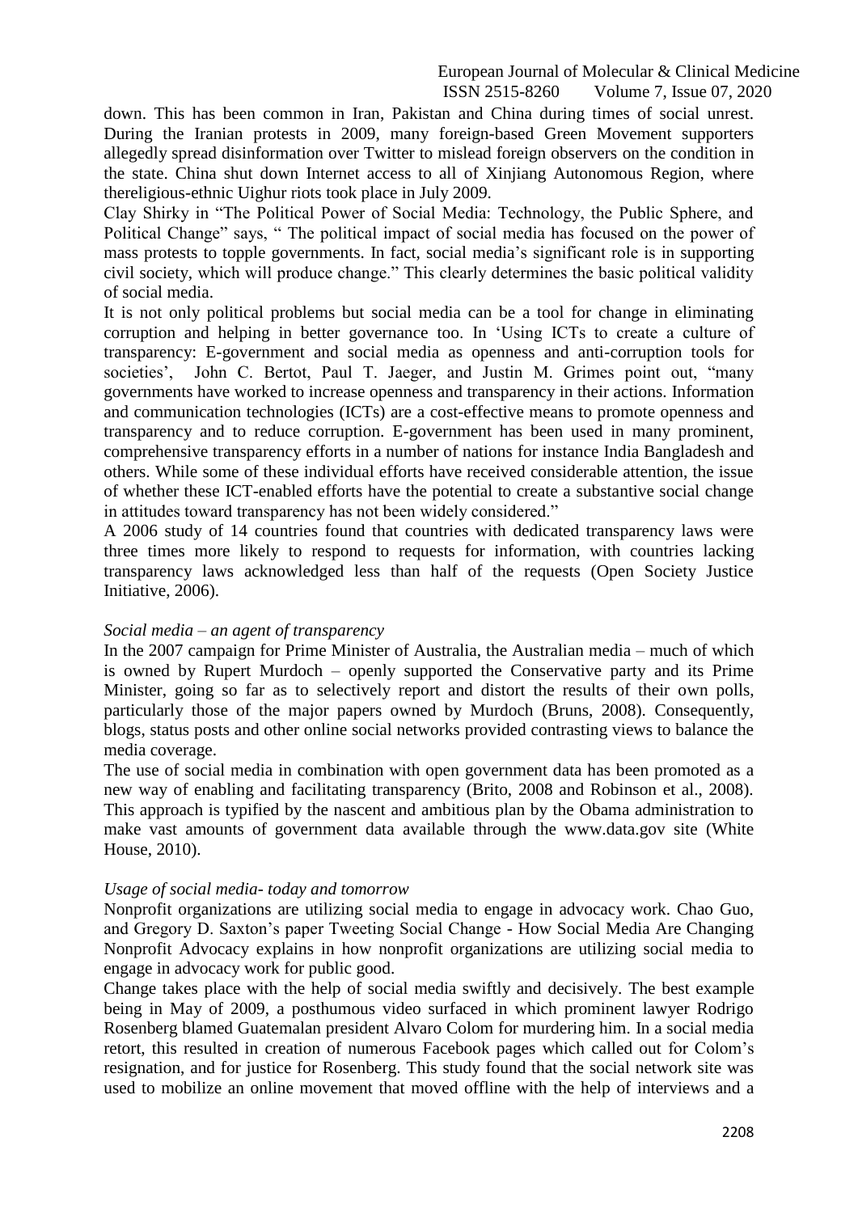down. This has been common in Iran, Pakistan and China during times of social unrest. During the Iranian protests in 2009, many foreign-based Green Movement supporters allegedly spread disinformation over Twitter to mislead foreign observers on the condition in the state. China shut down Internet access to all of Xinjiang Autonomous Region, where thereligious-ethnic Uighur riots took place in July 2009.

Clay Shirky in "The Political Power of Social Media: Technology, the Public Sphere, and Political Change" says, " The political impact of social media has focused on the power of mass protests to topple governments. In fact, social media's significant role is in supporting civil society, which will produce change." This clearly determines the basic political validity of social media.

It is not only political problems but social media can be a tool for change in eliminating corruption and helping in better governance too. In 'Using ICTs to create a culture of transparency: E-government and social media as openness and anti-corruption tools for societies', John C. Bertot, Paul T. Jaeger, and Justin M. Grimes point out, "many governments have worked to increase openness and transparency in their actions. Information and communication technologies (ICTs) are a cost-effective means to promote openness and transparency and to reduce corruption. E-government has been used in many prominent, comprehensive transparency efforts in a number of nations for instance India Bangladesh and others. While some of these individual efforts have received considerable attention, the issue of whether these ICT-enabled efforts have the potential to create a substantive social change in attitudes toward transparency has not been widely considered."

A 2006 study of 14 countries found that countries with dedicated transparency laws were three times more likely to respond to requests for information, with countries lacking transparency laws acknowledged less than half of the requests (Open Society Justice Initiative, 2006).

*Social media – an agent of transparency*

In the 2007 campaign for Prime Minister of Australia, the Australian media – much of which is owned by Rupert Murdoch – openly supported the Conservative party and its Prime Minister, going so far as to selectively report and distort the results of their own polls, particularly those of the major papers owned by Murdoch (Bruns, 2008). Consequently, blogs, status posts and other online social networks provided contrasting views to balance the media coverage.

The use of social media in combination with open government data has been promoted as a new way of enabling and facilitating transparency (Brito, 2008 and Robinson et al., 2008). This approach is typified by the nascent and ambitious plan by the Obama administration to make vast amounts of government data available through the www.data.gov site (White House, 2010).

*Usage of social media- today and tomorrow*

Nonprofit organizations are utilizing social media to engage in advocacy work. Chao Guo, and Gregory D. Saxton's paper Tweeting Social Change - How Social Media Are Changing Nonprofit Advocacy explains in how nonprofit organizations are utilizing social media to engage in advocacy work for public good.

Change takes place with the help of social media swiftly and decisively. The best example being in May of 2009, a posthumous video surfaced in which prominent lawyer Rodrigo Rosenberg blamed Guatemalan president Alvaro Colom for murdering him. In a social media retort, this resulted in creation of numerous Facebook pages which called out for Colom's resignation, and for justice for Rosenberg. This study found that the social network site was used to mobilize an online movement that moved offline with the help of interviews and a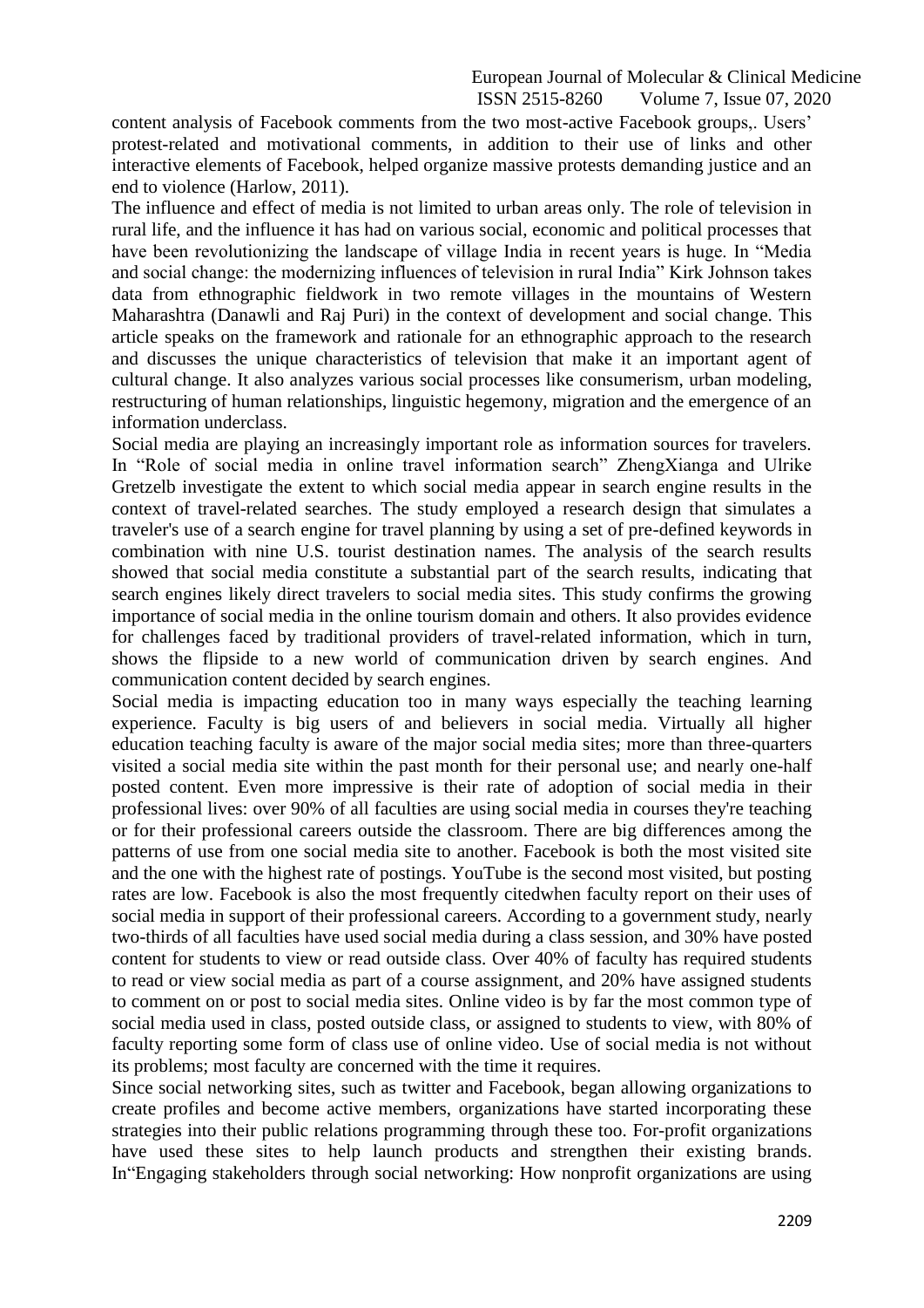content analysis of Facebook comments from the two most-active Facebook groups,. Users' protest-related and motivational comments, in addition to their use of links and other interactive elements of Facebook, helped organize massive protests demanding justice and an end to violence (Harlow, 2011).

The influence and effect of media is not limited to urban areas only. The role of television in rural life, and the influence it has had on various social, economic and political processes that have been revolutionizing the landscape of village India in recent years is huge. In "Media and social change: the modernizing influences of television in rural India" Kirk Johnson takes data from ethnographic fieldwork in two remote villages in the mountains of Western Maharashtra (Danawli and Raj Puri) in the context of development and social change. This article speaks on the framework and rationale for an ethnographic approach to the research and discusses the unique characteristics of television that make it an important agent of cultural change. It also analyzes various social processes like consumerism, urban modeling, restructuring of human relationships, linguistic hegemony, migration and the emergence of an information underclass.

Social media are playing an increasingly important role as information sources for travelers. In "Role of social media in online travel information search" ZhengXianga and Ulrike Gretzelb investigate the extent to which social media appear in search engine results in the context of travel-related searches. The study employed a research design that simulates a traveler's use of a search engine for travel planning by using a set of pre-defined keywords in combination with nine U.S. tourist destination names. The analysis of the search results showed that social media constitute a substantial part of the search results, indicating that search engines likely direct travelers to social media sites. This study confirms the growing importance of social media in the online tourism domain and others. It also provides evidence for challenges faced by traditional providers of travel-related information, which in turn, shows the flipside to a new world of communication driven by search engines. And communication content decided by search engines.

Social media is impacting education too in many ways especially the teaching learning experience. Faculty is big users of and believers in social media. Virtually all higher education teaching faculty is aware of the major social media sites; more than three-quarters visited a social media site within the past month for their personal use; and nearly one-half posted content. Even more impressive is their rate of adoption of social media in their professional lives: over 90% of all faculties are using social media in courses they're teaching or for their professional careers outside the classroom. There are big differences among the patterns of use from one social media site to another. Facebook is both the most visited site and the one with the highest rate of postings. YouTube is the second most visited, but posting rates are low. Facebook is also the most frequently citedwhen faculty report on their uses of social media in support of their professional careers. According to a government study, nearly two-thirds of all faculties have used social media during a class session, and 30% have posted content for students to view or read outside class. Over 40% of faculty has required students to read or view social media as part of a course assignment, and 20% have assigned students to comment on or post to social media sites. Online video is by far the most common type of social media used in class, posted outside class, or assigned to students to view, with 80% of faculty reporting some form of class use of online video. Use of social media is not without its problems; most faculty are concerned with the time it requires.

Since social networking sites, such as twitter and Facebook, began allowing organizations to create profiles and become active members, organizations have started incorporating these strategies into their public relations programming through these too. For-profit organizations have used these sites to help launch products and strengthen their existing brands. In"Engaging stakeholders through social networking: How nonprofit organizations are using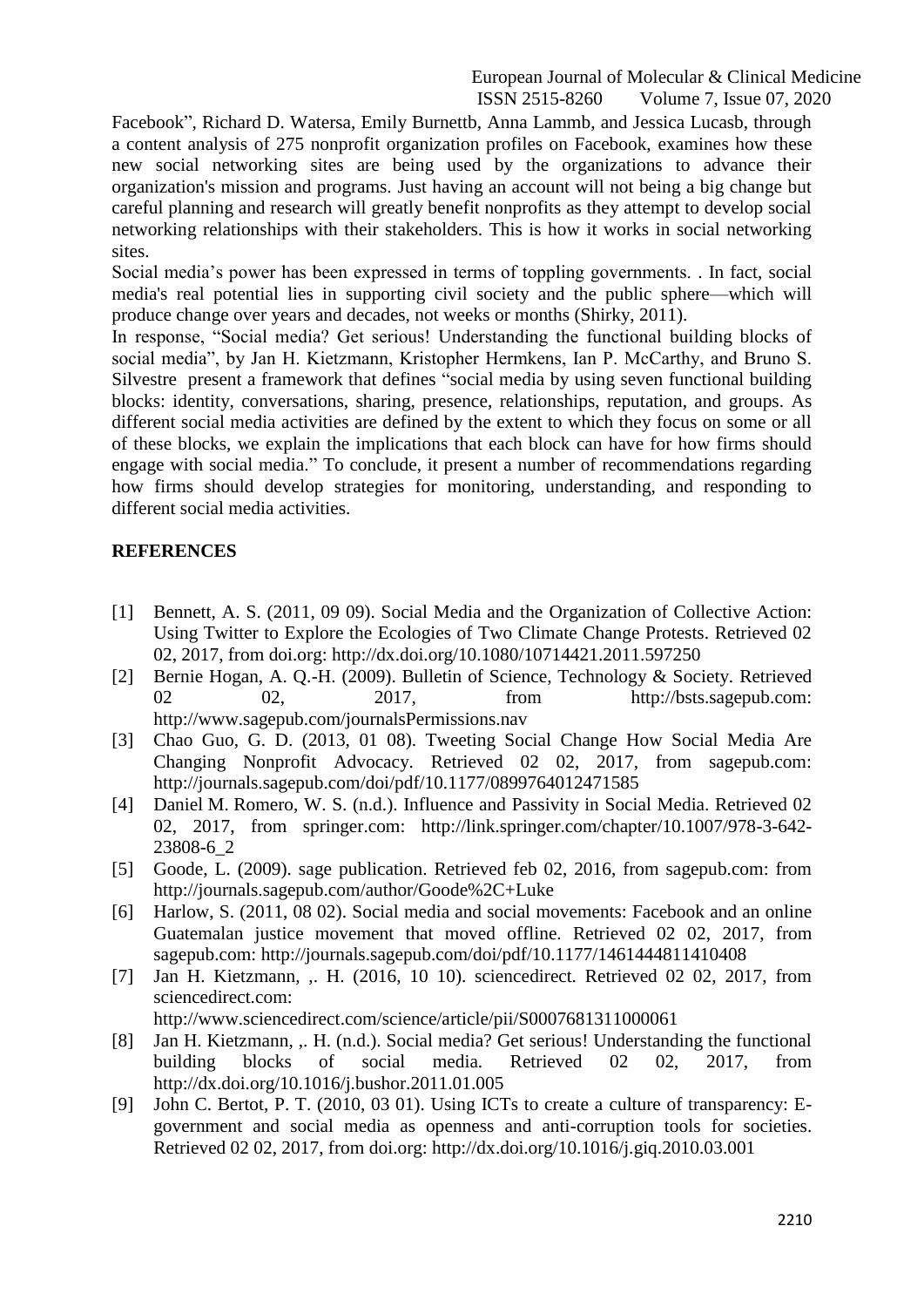Facebook", Richard D. Watersa, Emily Burnettb, Anna Lammb, and Jessica Lucasb, through a content analysis of 275 nonprofit organization profiles on Facebook, examines how these new social networking sites are being used by the organizations to advance their organization's mission and programs. Just having an account will not being a big change but careful planning and research will greatly benefit nonprofits as they attempt to develop social networking relationships with their stakeholders. This is how it works in social networking sites.

Social media's power has been expressed in terms of toppling governments. . In fact, social media's real potential lies in supporting civil society and the public sphere—which will produce change over years and decades, not weeks or months (Shirky, 2011).

In response, "Social media? Get serious! Understanding the functional building blocks of social media", by Jan H. Kietzmann, Kristopher Hermkens, Ian P. McCarthy, and Bruno S. Silvestre present a framework that defines "social media by using seven functional building blocks: identity, conversations, sharing, presence, relationships, reputation, and groups. As different social media activities are defined by the extent to which they focus on some or all of these blocks, we explain the implications that each block can have for how firms should engage with social media." To conclude, it present a number of recommendations regarding how firms should develop strategies for monitoring, understanding, and responding to different social media activities.

## REFERENCES

[1] Bennett, A. S. (2011, 09 09). Social Media and the Organization of Collective Action: Using Twitter to Explore the Ecologies of Two Climate Change Protests. Retrieved 02 02, 2017, from doi.org: http://dx.doi.org/10.1080/10714421.2011.597250

[2] Bernie Hogan, A. Q.-H. (2009). Bulletin of Science, Technology & Society. Retrieved 02 02, 2017, from http://bsts.sagepub.com: http://www.sagepub.com/journalsPermissions.nav

[3] Chao Guo, G. D. (2013, 01 08). Tweeting Social Change How Social Media Are Changing Nonprofit Advocacy. Retrieved 02 02, 2017, from sagepub.com: http://journals.sagepub.com/doi/pdf/10.1177/0899764012471585

[4] Daniel M. Romero, W. S. (n.d.). Influence and Passivity in Social Media. Retrieved 02 02, 2017, from springer.com: http://link.springer.com/chapter/10.1007/978-3-642-23808-6_2

[5] Goode, L. (2009). sage publication. Retrieved feb 02, 2016, from sagepub.com: from http://journals.sagepub.com/author/Goode%2C+Luke

[6] Harlow, S. (2011, 08 02). Social media and social movements: Facebook and an online Guatemalan justice movement that moved offline. Retrieved 02 02, 2017, from sagepub.com: http://journals.sagepub.com/doi/pdf/10.1177/1461444811410408

[7] Jan H. Kietzmann, ,. H. (2016, 10 10). sciencedirect. Retrieved 02 02, 2017, from sciencedirect.com: http://www.sciencedirect.com/science/article/pii/S0007681311000061

[8] Jan H. Kietzmann, ,. H. (n.d.). Social media? Get serious! Understanding the functional building blocks of social media. Retrieved 02 02, 2017, from http://dx.doi.org/10.1016/j.bushor.2011.01.005

[9] John C. Bertot, P. T. (2010, 03 01). Using ICTs to create a culture of transparency: E-government and social media as openness and anti-corruption tools for societies. Retrieved 02 02, 2017, from doi.org: http://dx.doi.org/10.1016/j.giq.2010.03.001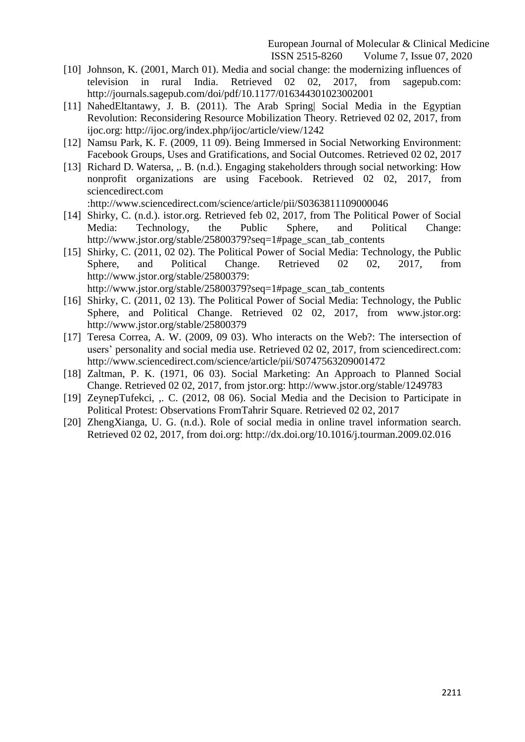[10] Johnson, K. (2001, March 01). Media and social change: the modernizing influences of television in rural India. Retrieved 02 02, 2017, from sagepub.com: http://journals.sagepub.com/doi/pdf/10.1177/016344301023002001

[11] NahedEltantawy, J. B. (2011). The Arab Spring| Social Media in the Egyptian Revolution: Reconsidering Resource Mobilization Theory. Retrieved 02 02, 2017, from ijoc.org: http://ijoc.org/index.php/ijoc/article/view/1242

[12] Namsu Park, K. F. (2009, 11 09). Being Immersed in Social Networking Environment: Facebook Groups, Uses and Gratifications, and Social Outcomes. Retrieved 02 02, 2017

[13] Richard D. Watersa, ,. B. (n.d.). Engaging stakeholders through social networking: How nonprofit organizations are using Facebook. Retrieved 02 02, 2017, from sciencedirect.com :http://www.sciencedirect.com/science/article/pii/S0363811109000046

[14] Shirky, C. (n.d.). istor.org. Retrieved feb 02, 2017, from The Political Power of Social Media: Technology, the Public Sphere, and Political Change: http://www.jstor.org/stable/25800379?seq=1#page_scan_tab_contents

[15] Shirky, C. (2011, 02 02). The Political Power of Social Media: Technology, the Public Sphere, and Political Change. Retrieved 02 02, 2017, from http://www.jstor.org/stable/25800379: http://www.jstor.org/stable/25800379?seq=1#page_scan_tab_contents

[16] Shirky, C. (2011, 02 13). The Political Power of Social Media: Technology, the Public Sphere, and Political Change. Retrieved 02 02, 2017, from www.jstor.org: http://www.jstor.org/stable/25800379

[17] Teresa Correa, A. W. (2009, 09 03). Who interacts on the Web?: The intersection of users' personality and social media use. Retrieved 02 02, 2017, from sciencedirect.com: http://www.sciencedirect.com/science/article/pii/S0747563209001472

[18] Zaltman, P. K. (1971, 06 03). Social Marketing: An Approach to Planned Social Change. Retrieved 02 02, 2017, from jstor.org: http://www.jstor.org/stable/1249783

[19] ZeynepTufekci, ,. C. (2012, 08 06). Social Media and the Decision to Participate in Political Protest: Observations FromTahrir Square. Retrieved 02 02, 2017

[20] ZhengXianga, U. G. (n.d.). Role of social media in online travel information search. Retrieved 02 02, 2017, from doi.org: http://dx.doi.org/10.1016/j.tourman.2009.02.016